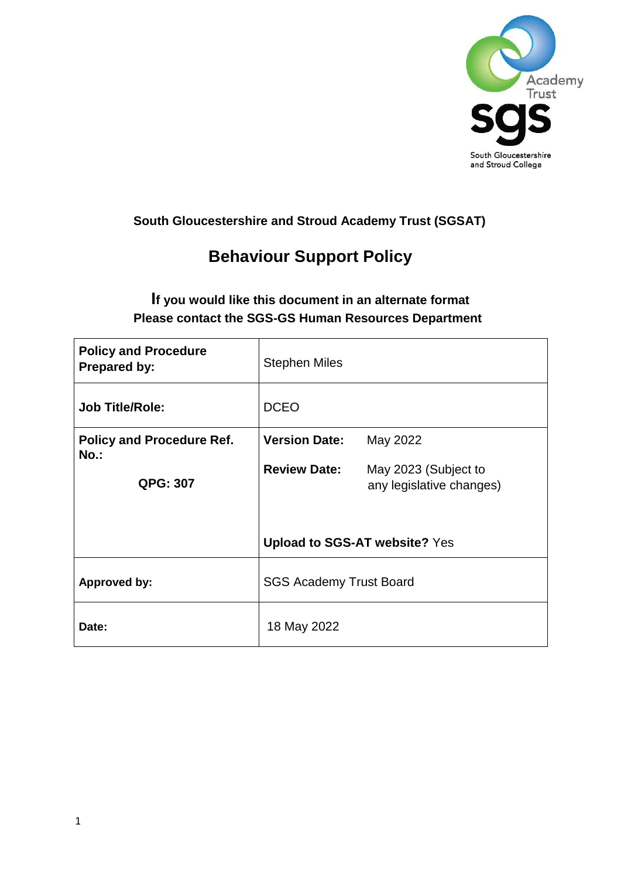**South Gloucestershire and Stroud Academy Trust (SGSAT)**

# Behaviour Support Policy

**If you would like this document in an alternate format**
**Please contact the SGS-GS Human Resources Department**

| **Policy and Procedure Prepared by:** | Stephen Miles |
|---|---|
| **Job Title/Role:** | DCEO |
| **Policy and Procedure Ref. No.:** **QPG: 307** | **Version Date:** May 2022 **Review Date:** May 2023 (Subject to any legislative changes) **Upload to SGS-AT website?** Yes |
| **Approved by:** | SGS Academy Trust Board |
| **Date:** | 18 May 2022 |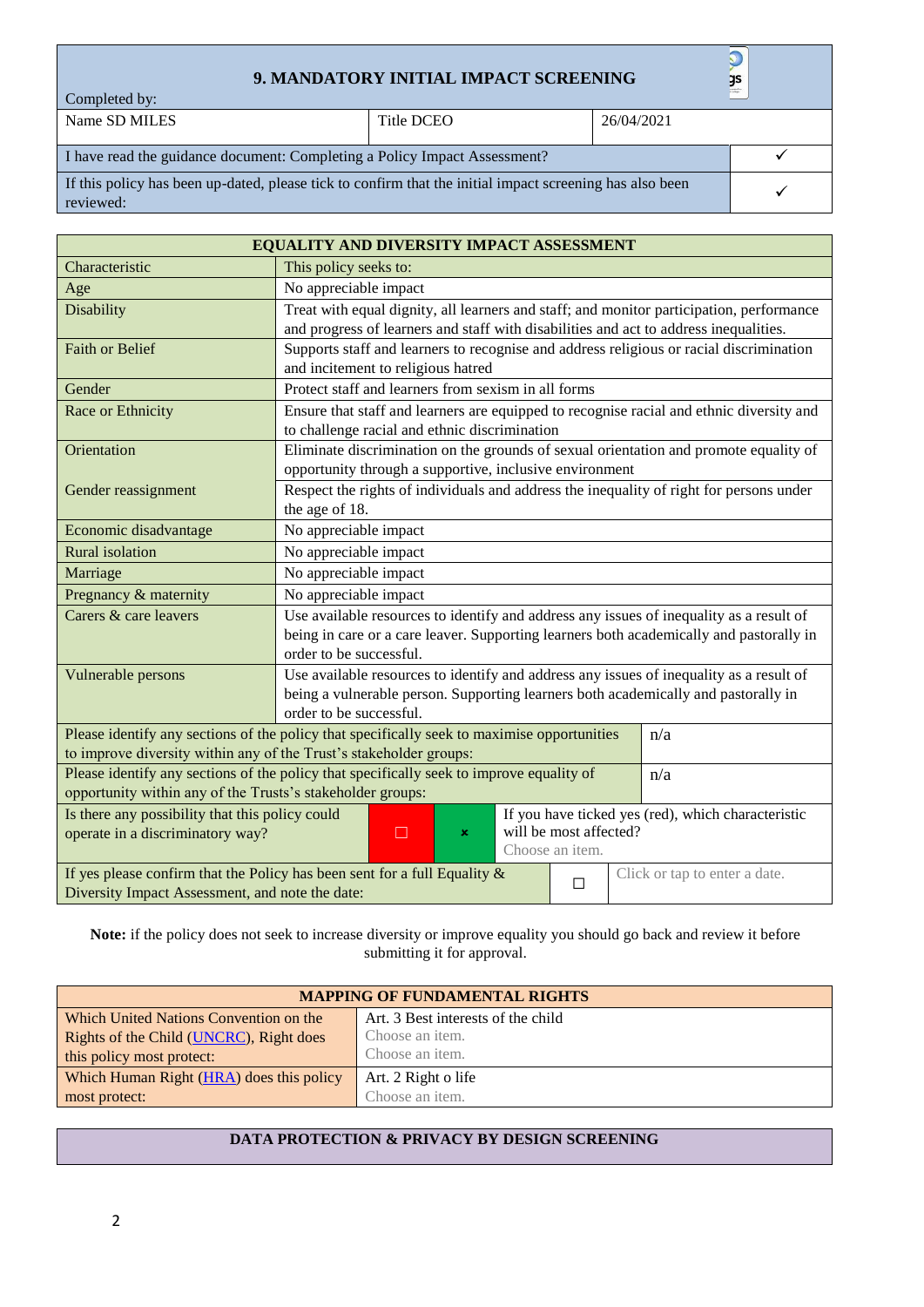## 9. MANDATORY INITIAL IMPACT SCREENING

Completed by:

| Name SD MILES | Title DCEO | 26/04/2021 |
|---|---|---|
| I have read the guidance document: Completing a Policy Impact Assessment? | | ✓ |
| If this policy has been up-dated, please tick to confirm that the initial impact screening has also been reviewed: | | ✓ |

| EQUALITY AND DIVERSITY IMPACT ASSESSMENT | |
|---|---|
| Characteristic | This policy seeks to: |
| Age | No appreciable impact |
| Disability | Treat with equal dignity, all learners and staff; and monitor participation, performance and progress of learners and staff with disabilities and act to address inequalities. |
| Faith or Belief | Supports staff and learners to recognise and address religious or racial discrimination and incitement to religious hatred |
| Gender | Protect staff and learners from sexism in all forms |
| Race or Ethnicity | Ensure that staff and learners are equipped to recognise racial and ethnic diversity and to challenge racial and ethnic discrimination |
| Orientation | Eliminate discrimination on the grounds of sexual orientation and promote equality of opportunity through a supportive, inclusive environment |
| Gender reassignment | Respect the rights of individuals and address the inequality of right for persons under the age of 18. |
| Economic disadvantage | No appreciable impact |
| Rural isolation | No appreciable impact |
| Marriage | No appreciable impact |
| Pregnancy & maternity | No appreciable impact |
| Carers & care leavers | Use available resources to identify and address any issues of inequality as a result of being in care or a care leaver. Supporting learners both academically and pastorally in order to be successful. |
| Vulnerable persons | Use available resources to identify and address any issues of inequality as a result of being a vulnerable person. Supporting learners both academically and pastorally in order to be successful. |
| Please identify any sections of the policy that specifically seek to maximise opportunities to improve diversity within any of the Trust's stakeholder groups: | n/a |
| Please identify any sections of the policy that specifically seek to improve equality of opportunity within any of the Trusts's stakeholder groups: | n/a |
| Is there any possibility that this policy could operate in a discriminatory way? ☐ (yes) ☒ (no) | If you have ticked yes (red), which characteristic will be most affected? Choose an item. |
| If yes please confirm that the Policy has been sent for a full Equality & Diversity Impact Assessment, and note the date: ☐ | Click or tap to enter a date. |

**Note:** if the policy does not seek to increase diversity or improve equality you should go back and review it before submitting it for approval.

| MAPPING OF FUNDAMENTAL RIGHTS | |
|---|---|
| Which United Nations Convention on the Rights of the Child (UNCRC), Right does this policy most protect: | Art. 3 Best interests of the child<br>Choose an item.<br>Choose an item. |
| Which Human Right (HRA) does this policy most protect: | Art. 2 Right o life<br>Choose an item. |

**DATA PROTECTION & PRIVACY BY DESIGN SCREENING**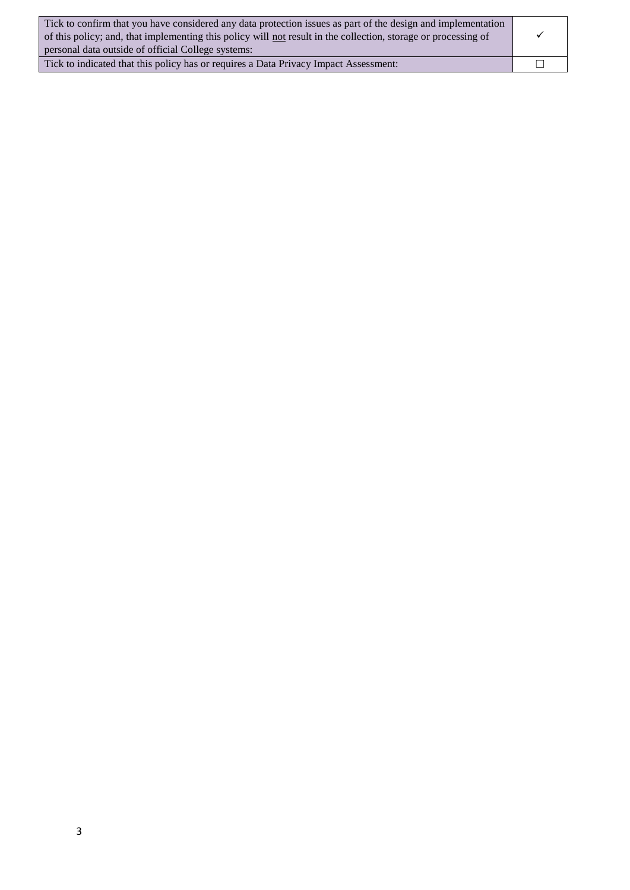| | |
|---|---|
| Tick to confirm that you have considered any data protection issues as part of the design and implementation of this policy; and, that implementing this policy will <u>not</u> result in the collection, storage or processing of personal data outside of official College systems: | ✓ |
| Tick to indicated that this policy has or requires a Data Privacy Impact Assessment: | ☐ |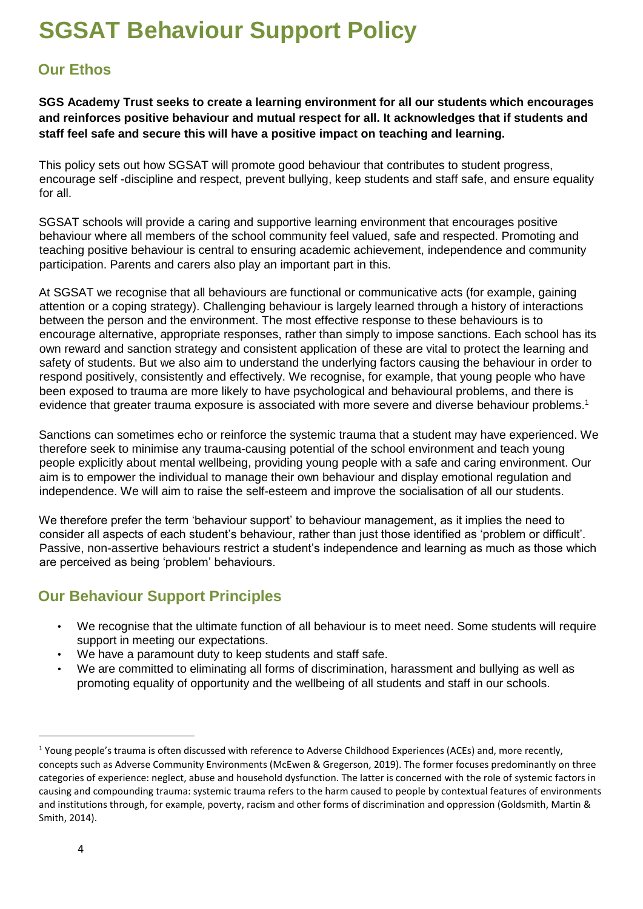# SGSAT Behaviour Support Policy

## Our Ethos

**SGS Academy Trust seeks to create a learning environment for all our students which encourages and reinforces positive behaviour and mutual respect for all. It acknowledges that if students and staff feel safe and secure this will have a positive impact on teaching and learning.**

This policy sets out how SGSAT will promote good behaviour that contributes to student progress, encourage self -discipline and respect, prevent bullying, keep students and staff safe, and ensure equality for all.

SGSAT schools will provide a caring and supportive learning environment that encourages positive behaviour where all members of the school community feel valued, safe and respected. Promoting and teaching positive behaviour is central to ensuring academic achievement, independence and community participation. Parents and carers also play an important part in this.

At SGSAT we recognise that all behaviours are functional or communicative acts (for example, gaining attention or a coping strategy). Challenging behaviour is largely learned through a history of interactions between the person and the environment. The most effective response to these behaviours is to encourage alternative, appropriate responses, rather than simply to impose sanctions. Each school has its own reward and sanction strategy and consistent application of these are vital to protect the learning and safety of students. But we also aim to understand the underlying factors causing the behaviour in order to respond positively, consistently and effectively. We recognise, for example, that young people who have been exposed to trauma are more likely to have psychological and behavioural problems, and there is evidence that greater trauma exposure is associated with more severe and diverse behaviour problems.[1]

Sanctions can sometimes echo or reinforce the systemic trauma that a student may have experienced. We therefore seek to minimise any trauma-causing potential of the school environment and teach young people explicitly about mental wellbeing, providing young people with a safe and caring environment. Our aim is to empower the individual to manage their own behaviour and display emotional regulation and independence. We will aim to raise the self-esteem and improve the socialisation of all our students.

We therefore prefer the term 'behaviour support' to behaviour management, as it implies the need to consider all aspects of each student's behaviour, rather than just those identified as 'problem or difficult'. Passive, non-assertive behaviours restrict a student's independence and learning as much as those which are perceived as being 'problem' behaviours.

## Our Behaviour Support Principles

- We recognise that the ultimate function of all behaviour is to meet need. Some students will require support in meeting our expectations.
- We have a paramount duty to keep students and staff safe.
- We are committed to eliminating all forms of discrimination, harassment and bullying as well as promoting equality of opportunity and the wellbeing of all students and staff in our schools.

---

[1] Young people's trauma is often discussed with reference to Adverse Childhood Experiences (ACEs) and, more recently, concepts such as Adverse Community Environments (McEwen & Gregerson, 2019). The former focuses predominantly on three categories of experience: neglect, abuse and household dysfunction. The latter is concerned with the role of systemic factors in causing and compounding trauma: systemic trauma refers to the harm caused to people by contextual features of environments and institutions through, for example, poverty, racism and other forms of discrimination and oppression (Goldsmith, Martin & Smith, 2014).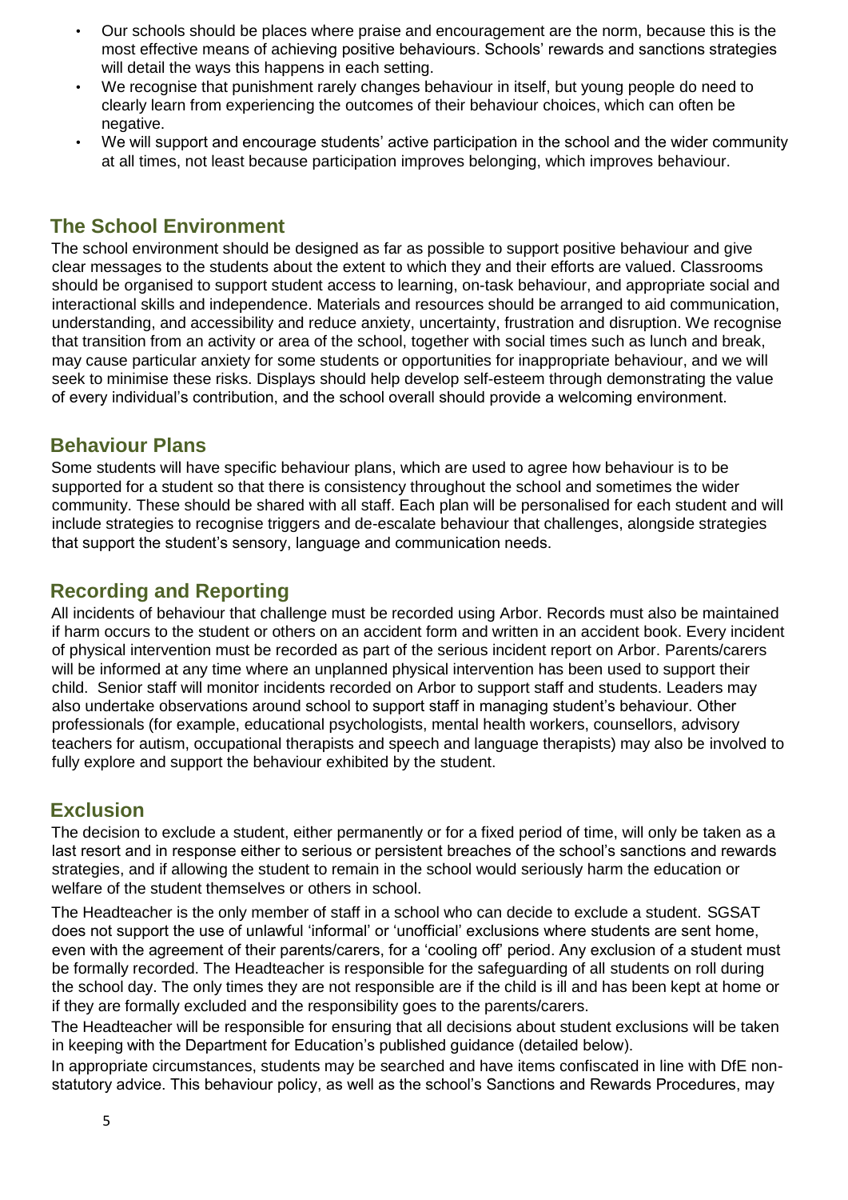- Our schools should be places where praise and encouragement are the norm, because this is the most effective means of achieving positive behaviours. Schools' rewards and sanctions strategies will detail the ways this happens in each setting.
- We recognise that punishment rarely changes behaviour in itself, but young people do need to clearly learn from experiencing the outcomes of their behaviour choices, which can often be negative.
- We will support and encourage students' active participation in the school and the wider community at all times, not least because participation improves belonging, which improves behaviour.

## The School Environment

The school environment should be designed as far as possible to support positive behaviour and give clear messages to the students about the extent to which they and their efforts are valued. Classrooms should be organised to support student access to learning, on-task behaviour, and appropriate social and interactional skills and independence. Materials and resources should be arranged to aid communication, understanding, and accessibility and reduce anxiety, uncertainty, frustration and disruption. We recognise that transition from an activity or area of the school, together with social times such as lunch and break, may cause particular anxiety for some students or opportunities for inappropriate behaviour, and we will seek to minimise these risks. Displays should help develop self-esteem through demonstrating the value of every individual's contribution, and the school overall should provide a welcoming environment.

## Behaviour Plans

Some students will have specific behaviour plans, which are used to agree how behaviour is to be supported for a student so that there is consistency throughout the school and sometimes the wider community. These should be shared with all staff. Each plan will be personalised for each student and will include strategies to recognise triggers and de-escalate behaviour that challenges, alongside strategies that support the student's sensory, language and communication needs.

## Recording and Reporting

All incidents of behaviour that challenge must be recorded using Arbor. Records must also be maintained if harm occurs to the student or others on an accident form and written in an accident book. Every incident of physical intervention must be recorded as part of the serious incident report on Arbor. Parents/carers will be informed at any time where an unplanned physical intervention has been used to support their child. Senior staff will monitor incidents recorded on Arbor to support staff and students. Leaders may also undertake observations around school to support staff in managing student's behaviour. Other professionals (for example, educational psychologists, mental health workers, counsellors, advisory teachers for autism, occupational therapists and speech and language therapists) may also be involved to fully explore and support the behaviour exhibited by the student.

## Exclusion

The decision to exclude a student, either permanently or for a fixed period of time, will only be taken as a last resort and in response either to serious or persistent breaches of the school's sanctions and rewards strategies, and if allowing the student to remain in the school would seriously harm the education or welfare of the student themselves or others in school.

The Headteacher is the only member of staff in a school who can decide to exclude a student. SGSAT does not support the use of unlawful 'informal' or 'unofficial' exclusions where students are sent home, even with the agreement of their parents/carers, for a 'cooling off' period. Any exclusion of a student must be formally recorded. The Headteacher is responsible for the safeguarding of all students on roll during the school day. The only times they are not responsible are if the child is ill and has been kept at home or if they are formally excluded and the responsibility goes to the parents/carers.

The Headteacher will be responsible for ensuring that all decisions about student exclusions will be taken in keeping with the Department for Education's published guidance (detailed below).

In appropriate circumstances, students may be searched and have items confiscated in line with DfE non-statutory advice. This behaviour policy, as well as the school's Sanctions and Rewards Procedures, may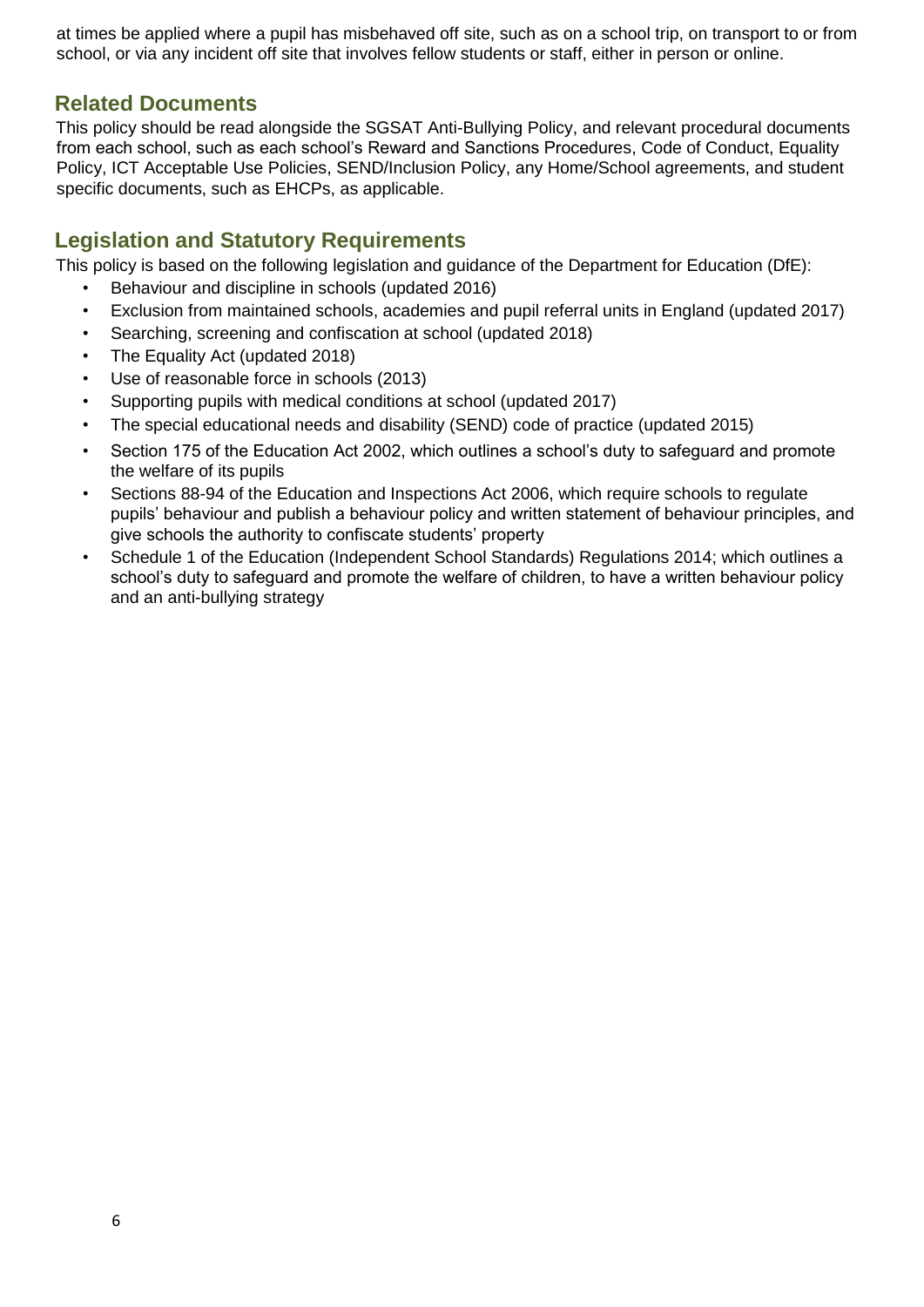at times be applied where a pupil has misbehaved off site, such as on a school trip, on transport to or from school, or via any incident off site that involves fellow students or staff, either in person or online.

## Related Documents

This policy should be read alongside the SGSAT Anti-Bullying Policy, and relevant procedural documents from each school, such as each school's Reward and Sanctions Procedures, Code of Conduct, Equality Policy, ICT Acceptable Use Policies, SEND/Inclusion Policy, any Home/School agreements, and student specific documents, such as EHCPs, as applicable.

## Legislation and Statutory Requirements

This policy is based on the following legislation and guidance of the Department for Education (DfE):

- Behaviour and discipline in schools (updated 2016)
- Exclusion from maintained schools, academies and pupil referral units in England (updated 2017)
- Searching, screening and confiscation at school (updated 2018)
- The Equality Act (updated 2018)
- Use of reasonable force in schools (2013)
- Supporting pupils with medical conditions at school (updated 2017)
- The special educational needs and disability (SEND) code of practice (updated 2015)
- Section 175 of the Education Act 2002, which outlines a school's duty to safeguard and promote the welfare of its pupils
- Sections 88-94 of the Education and Inspections Act 2006, which require schools to regulate pupils' behaviour and publish a behaviour policy and written statement of behaviour principles, and give schools the authority to confiscate students' property
- Schedule 1 of the Education (Independent School Standards) Regulations 2014; which outlines a school's duty to safeguard and promote the welfare of children, to have a written behaviour policy and an anti-bullying strategy